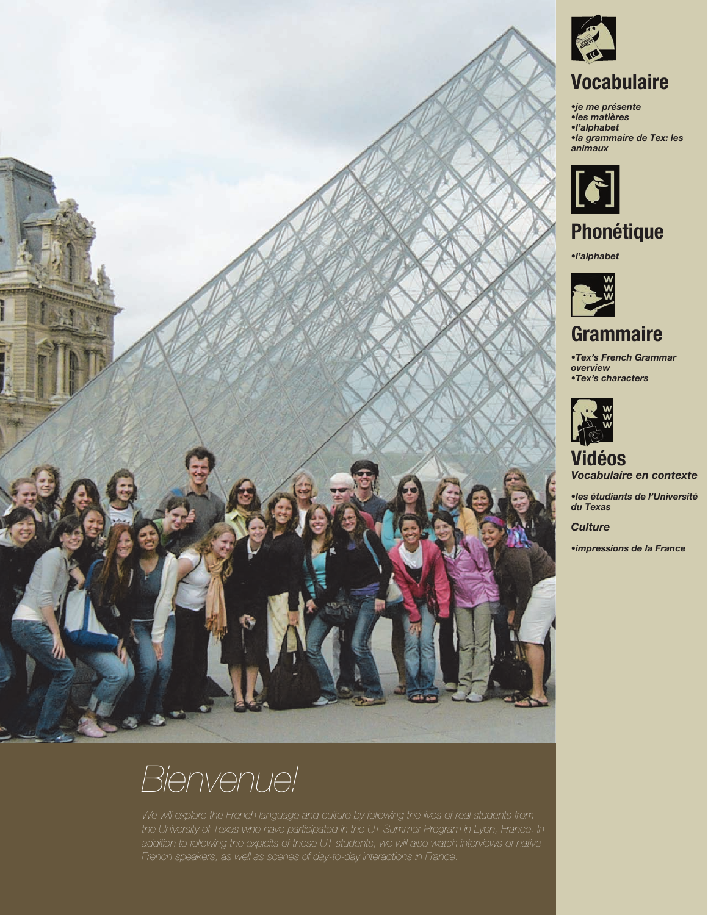# Bienvenue!

We will explore the French language and culture by following the lives of real students from the University of Texas who have participated in the UT Summer Program in Lyon, France. In addition to following the exploits of these UT students, we will also watch interviews of native French speakers, as well as scenes of day-to-day interactions in France.

## Vocabulaire

- *je me présente*
- *les matières*
- *l'alphabet*
- *la grammaire de Tex: les animaux*

## Phonétique

- *l'alphabet*

## Grammaire

- *Tex's French Grammar overview*
- *Tex's characters*

## Vidéos

***Vocabulaire en contexte***

- *les étudiants de l'Université du Texas*

***Culture***

- *impressions de la France*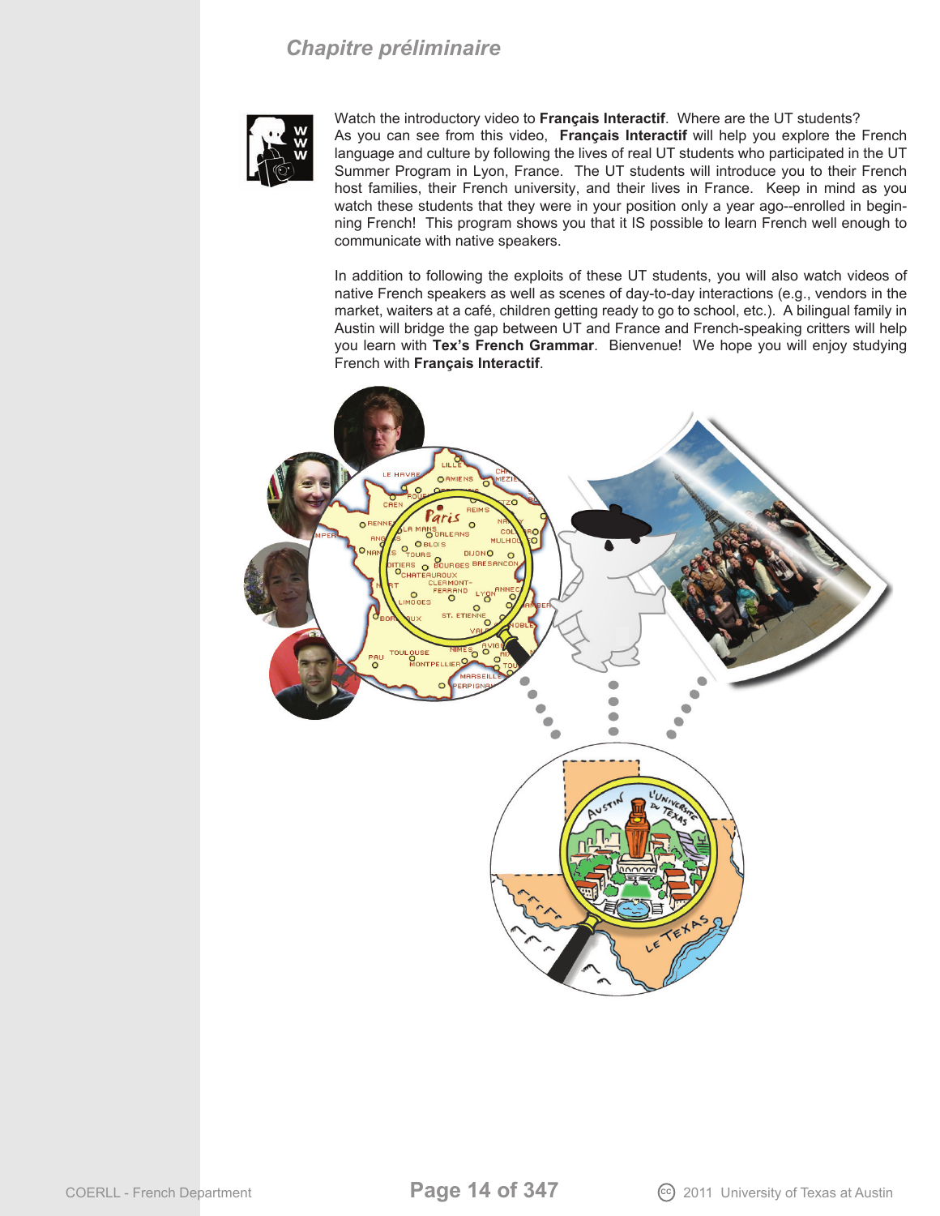Watch the introductory video to **Français Interactif**. Where are the UT students? As you can see from this video, **Français Interactif** will help you explore the French language and culture by following the lives of real UT students who participated in the UT Summer Program in Lyon, France. The UT students will introduce you to their French host families, their French university, and their lives in France. Keep in mind as you watch these students that they were in your position only a year ago--enrolled in beginning French! This program shows you that it IS possible to learn French well enough to communicate with native speakers.

In addition to following the exploits of these UT students, you will also watch videos of native French speakers as well as scenes of day-to-day interactions (e.g., vendors in the market, waiters at a café, children getting ready to go to school, etc.). A bilingual family in Austin will bridge the gap between UT and France and French-speaking critters will help you learn with **Tex's French Grammar**. Bienvenue! We hope you will enjoy studying French with **Français Interactif**.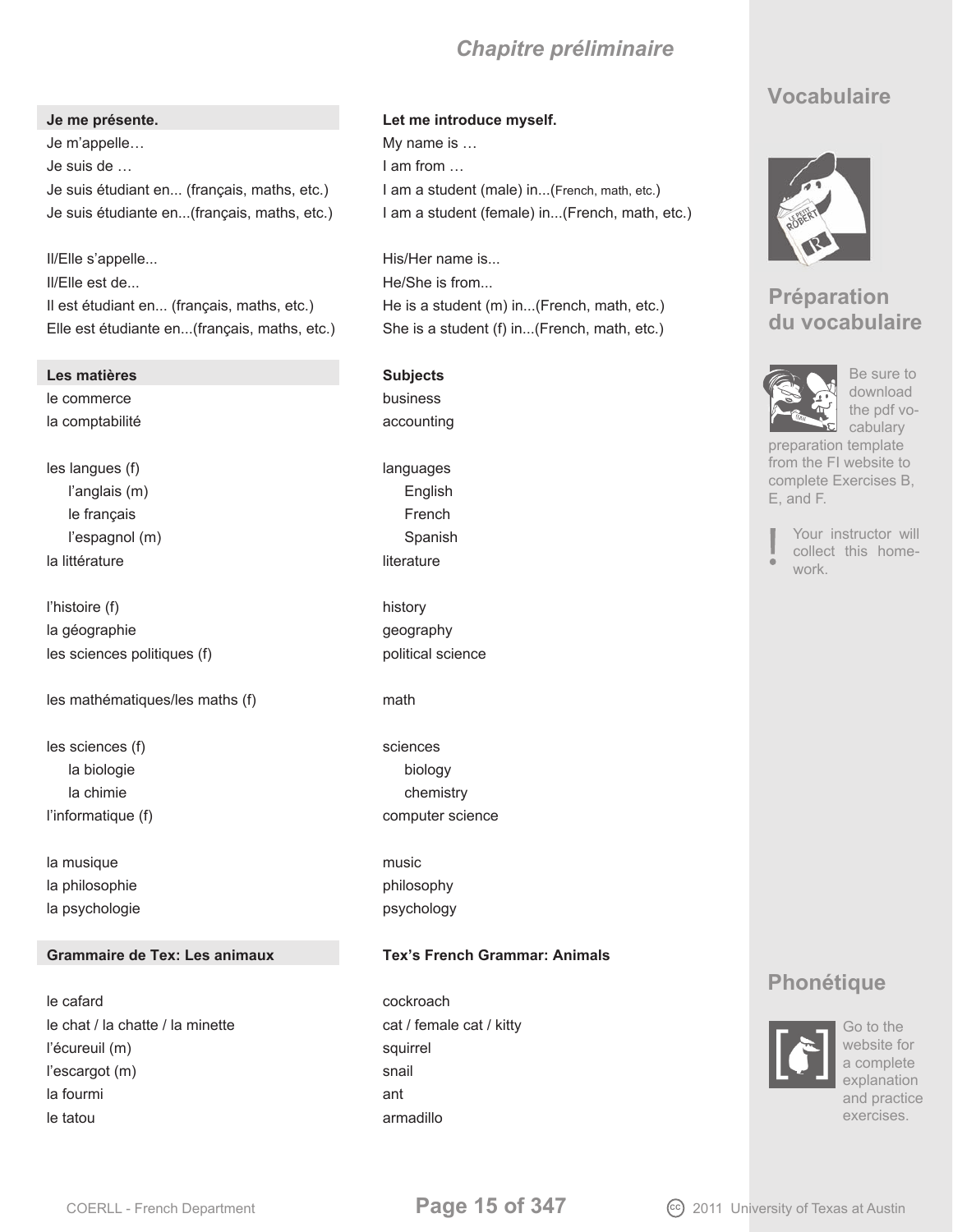## Chapitre préliminaire

### Vocabulaire

| Je me présente. | Let me introduce myself. |
|---|---|
| Je m'appelle… | My name is … |
| Je suis de … | I am from … |
| Je suis étudiant en... (français, maths, etc.) | I am a student (male) in...(French, math, etc.) |
| Je suis étudiante en...(français, maths, etc.) | I am a student (female) in...(French, math, etc.) |
| | |
| Il/Elle s'appelle... | His/Her name is... |
| Il/Elle est de... | He/She is from... |
| Il est étudiant en... (français, maths, etc.) | He is a student (m) in...(French, math, etc.) |
| Elle est étudiante en...(français, maths, etc.) | She is a student (f) in...(French, math, etc.) |

| Les matières | Subjects |
|---|---|
| le commerce | business |
| la comptabilité | accounting |
| | |
| les langues (f) | languages |
| l'anglais (m) | English |
| le français | French |
| l'espagnol (m) | Spanish |
| la littérature | literature |
| | |
| l'histoire (f) | history |
| la géographie | geography |
| les sciences politiques (f) | political science |
| | |
| les mathématiques/les maths (f) | math |
| | |
| les sciences (f) | sciences |
| la biologie | biology |
| la chimie | chemistry |
| l'informatique (f) | computer science |
| | |
| la musique | music |
| la philosophie | philosophy |
| la psychologie | psychology |

| Grammaire de Tex: Les animaux | Tex's French Grammar: Animals |
|---|---|
| le cafard | cockroach |
| le chat / la chatte / la minette | cat / female cat / kitty |
| l'écureuil (m) | squirrel |
| l'escargot (m) | snail |
| la fourmi | ant |
| le tatou | armadillo |

### Préparation du vocabulaire

Be sure to download the pdf vocabulary preparation template from the FI website to complete Exercises B, E, and F.

! Your instructor will collect this homework.

### Phonétique

Go to the website for a complete explanation and practice exercises.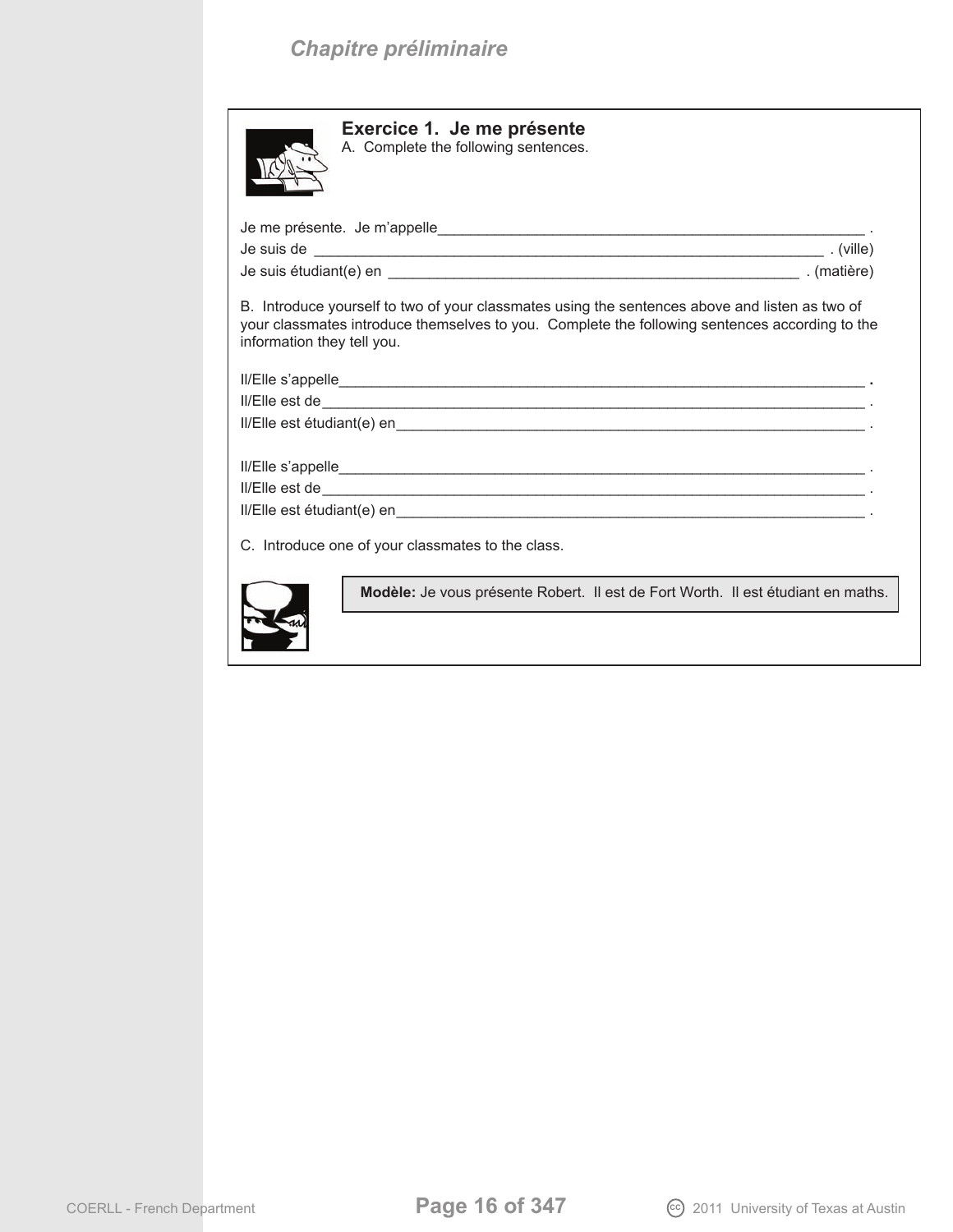## Exercice 1. Je me présente

A. Complete the following sentences.

Je me présente. Je m'appelle_______________________________________________________ .
Je suis de _____________________________________________________________ . (ville)
Je suis étudiant(e) en ________________________________________________ . (matière)

B. Introduce yourself to two of your classmates using the sentences above and listen as two of your classmates introduce themselves to you. Complete the following sentences according to the information they tell you.

Il/Elle s'appelle_______________________________________________________________ .
Il/Elle est de_________________________________________________________________ .
Il/Elle est étudiant(e) en_________________________________________________________ .

Il/Elle s'appelle_______________________________________________________________ .
Il/Elle est de_________________________________________________________________ .
Il/Elle est étudiant(e) en_________________________________________________________ .

C. Introduce one of your classmates to the class.

**Modèle:** Je vous présente Robert. Il est de Fort Worth. Il est étudiant en maths.